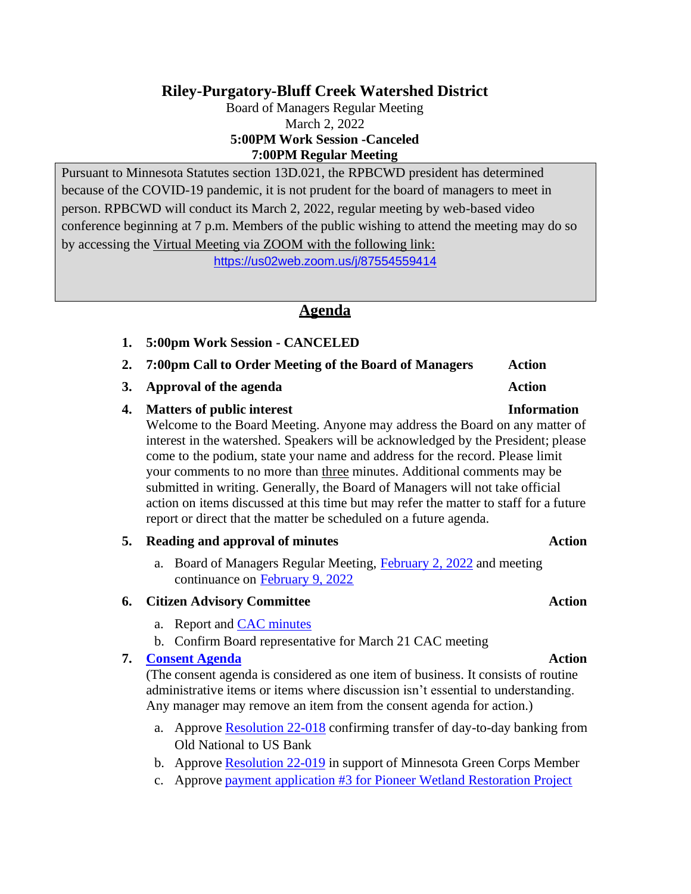# Riley-Purgatory-Bluff Creek Watershed District

Board of Managers Regular Meeting
March 2, 2022
**5:00PM Work Session -Canceled**
**7:00PM Regular Meeting**

Pursuant to Minnesota Statutes section 13D.021, the RPBCWD president has determined because of the COVID-19 pandemic, it is not prudent for the board of managers to meet in person. RPBCWD will conduct its March 2, 2022, regular meeting by web-based video conference beginning at 7 p.m. Members of the public wishing to attend the meeting may do so by accessing the Virtual Meeting via ZOOM with the following link:
https://us02web.zoom.us/j/87554559414

## Agenda

1. **5:00pm Work Session - CANCELED**
2. **7:00pm Call to Order Meeting of the Board of Managers** — **Action**
3. **Approval of the agenda** — **Action**
4. **Matters of public interest** — **Information**
   Welcome to the Board Meeting. Anyone may address the Board on any matter of interest in the watershed. Speakers will be acknowledged by the President; please come to the podium, state your name and address for the record. Please limit your comments to no more than three minutes. Additional comments may be submitted in writing. Generally, the Board of Managers will not take official action on items discussed at this time but may refer the matter to staff for a future report or direct that the matter be scheduled on a future agenda.
5. **Reading and approval of minutes** — **Action**
   a. Board of Managers Regular Meeting, February 2, 2022 and meeting continuance on February 9, 2022
6. **Citizen Advisory Committee** — **Action**
   a. Report and CAC minutes
   b. Confirm Board representative for March 21 CAC meeting
7. **Consent Agenda** — **Action**
   (The consent agenda is considered as one item of business. It consists of routine administrative items or items where discussion isn't essential to understanding. Any manager may remove an item from the consent agenda for action.)
   a. Approve Resolution 22-018 confirming transfer of day-to-day banking from Old National to US Bank
   b. Approve Resolution 22-019 in support of Minnesota Green Corps Member
   c. Approve payment application #3 for Pioneer Wetland Restoration Project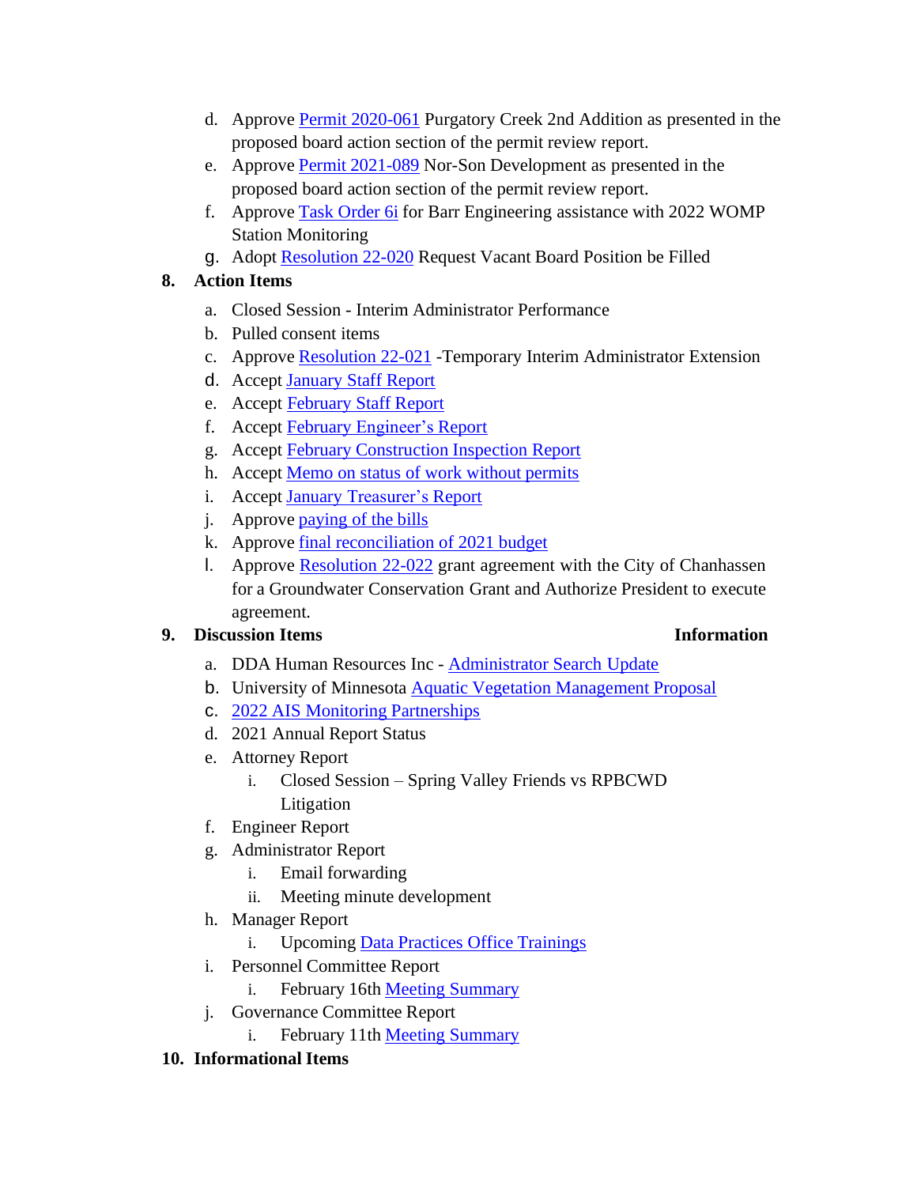d. Approve Permit 2020-061 Purgatory Creek 2nd Addition as presented in the proposed board action section of the permit review report.

e. Approve Permit 2021-089 Nor-Son Development as presented in the proposed board action section of the permit review report.

f. Approve Task Order 6i for Barr Engineering assistance with 2022 WOMP Station Monitoring

g. Adopt Resolution 22-020 Request Vacant Board Position be Filled

**8. Action Items**

a. Closed Session - Interim Administrator Performance
b. Pulled consent items
c. Approve Resolution 22-021 -Temporary Interim Administrator Extension
d. Accept January Staff Report
e. Accept February Staff Report
f. Accept February Engineer's Report
g. Accept February Construction Inspection Report
h. Accept Memo on status of work without permits
i. Accept January Treasurer's Report
j. Approve paying of the bills
k. Approve final reconciliation of 2021 budget
l. Approve Resolution 22-022 grant agreement with the City of Chanhassen for a Groundwater Conservation Grant and Authorize President to execute agreement.

**9. Discussion Items** **Information**

a. DDA Human Resources Inc - Administrator Search Update
b. University of Minnesota Aquatic Vegetation Management Proposal
c. 2022 AIS Monitoring Partnerships
d. 2021 Annual Report Status
e. Attorney Report
   i. Closed Session – Spring Valley Friends vs RPBCWD Litigation
f. Engineer Report
g. Administrator Report
   i. Email forwarding
   ii. Meeting minute development
h. Manager Report
   i. Upcoming Data Practices Office Trainings
i. Personnel Committee Report
   i. February 16th Meeting Summary
j. Governance Committee Report
   i. February 11th Meeting Summary

**10. Informational Items**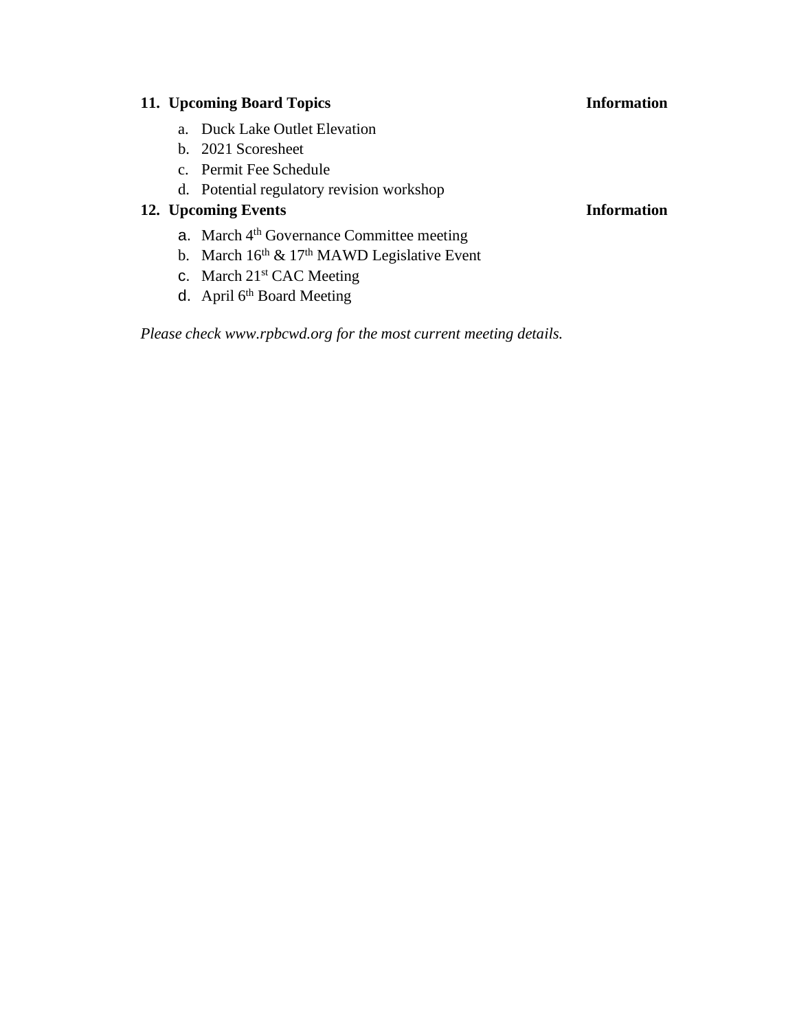**11. Upcoming Board Topics** **Information**

a. Duck Lake Outlet Elevation
b. 2021 Scoresheet
c. Permit Fee Schedule
d. Potential regulatory revision workshop

**12. Upcoming Events** **Information**

a. March 4th Governance Committee meeting
b. March 16th & 17th MAWD Legislative Event
c. March 21st CAC Meeting
d. April 6th Board Meeting

*Please check www.rpbcwd.org for the most current meeting details.*